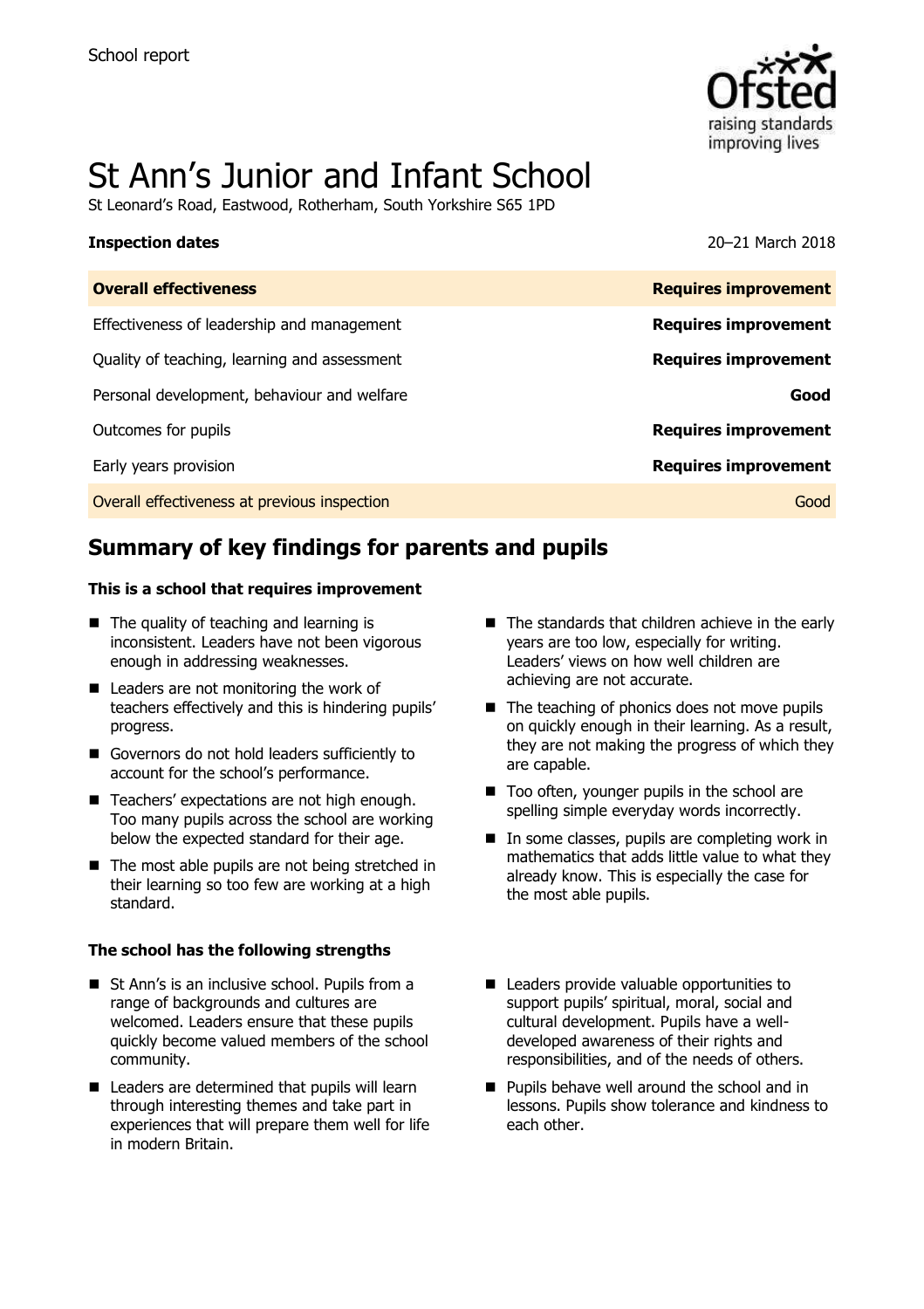School report

# St Ann's Junior and Infant School

St Leonard's Road, Eastwood, Rotherham, South Yorkshire S65 1PD

**Inspection dates** 20–21 March 2018

| **Overall effectiveness** | **Requires improvement** |
|---|---|
| Effectiveness of leadership and management | **Requires improvement** |
| Quality of teaching, learning and assessment | **Requires improvement** |
| Personal development, behaviour and welfare | **Good** |
| Outcomes for pupils | **Requires improvement** |
| Early years provision | **Requires improvement** |
| Overall effectiveness at previous inspection | Good |

## Summary of key findings for parents and pupils

**This is a school that requires improvement**

- The quality of teaching and learning is inconsistent. Leaders have not been vigorous enough in addressing weaknesses.
- Leaders are not monitoring the work of teachers effectively and this is hindering pupils' progress.
- Governors do not hold leaders sufficiently to account for the school's performance.
- Teachers' expectations are not high enough. Too many pupils across the school are working below the expected standard for their age.
- The most able pupils are not being stretched in their learning so too few are working at a high standard.
- The standards that children achieve in the early years are too low, especially for writing. Leaders' views on how well children are achieving are not accurate.
- The teaching of phonics does not move pupils on quickly enough in their learning. As a result, they are not making the progress of which they are capable.
- Too often, younger pupils in the school are spelling simple everyday words incorrectly.
- In some classes, pupils are completing work in mathematics that adds little value to what they already know. This is especially the case for the most able pupils.

**The school has the following strengths**

- St Ann's is an inclusive school. Pupils from a range of backgrounds and cultures are welcomed. Leaders ensure that these pupils quickly become valued members of the school community.
- Leaders are determined that pupils will learn through interesting themes and take part in experiences that will prepare them well for life in modern Britain.
- Leaders provide valuable opportunities to support pupils' spiritual, moral, social and cultural development. Pupils have a well-developed awareness of their rights and responsibilities, and of the needs of others.
- Pupils behave well around the school and in lessons. Pupils show tolerance and kindness to each other.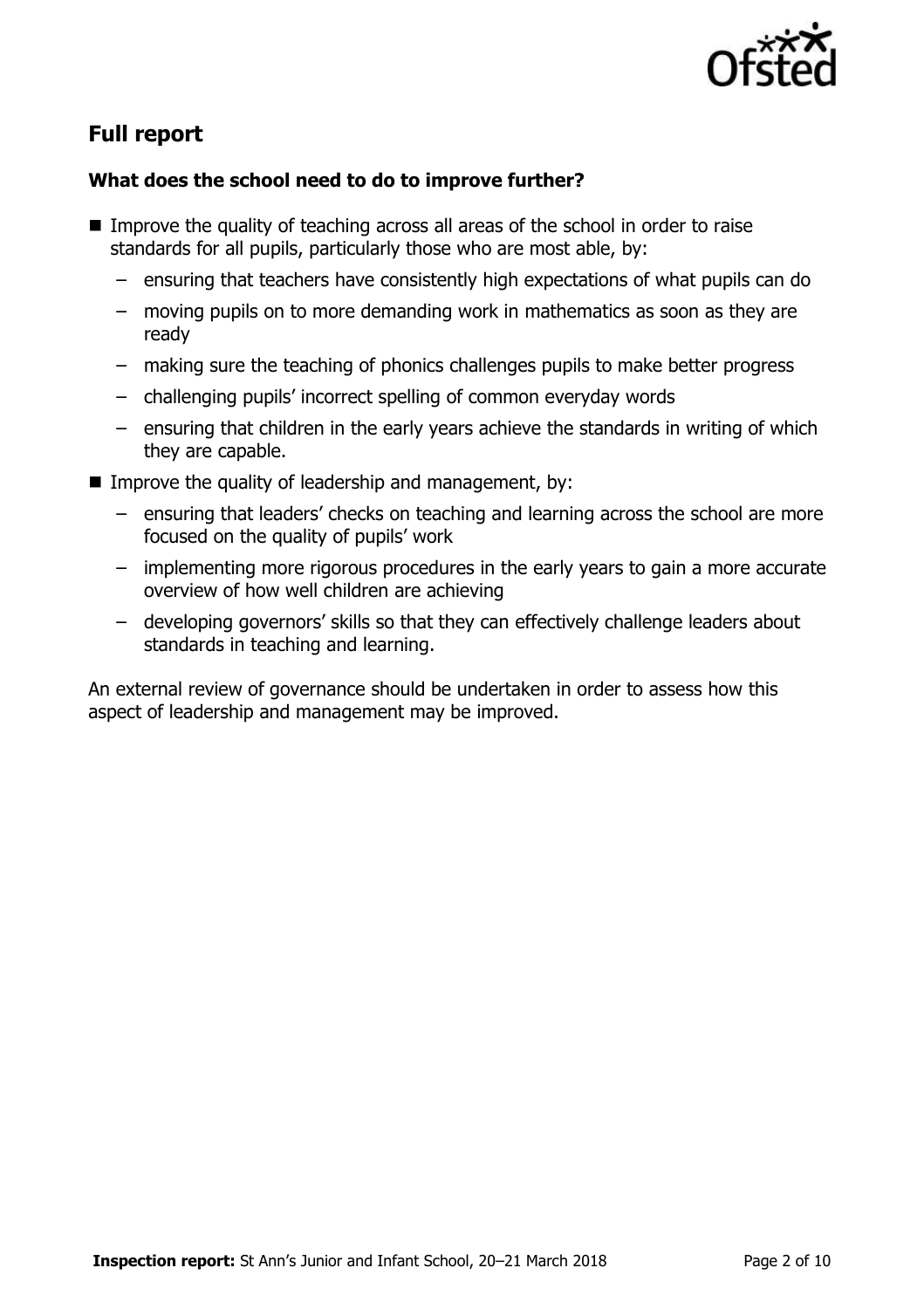## Full report

### What does the school need to do to improve further?

- Improve the quality of teaching across all areas of the school in order to raise standards for all pupils, particularly those who are most able, by:
  - ensuring that teachers have consistently high expectations of what pupils can do
  - moving pupils on to more demanding work in mathematics as soon as they are ready
  - making sure the teaching of phonics challenges pupils to make better progress
  - challenging pupils' incorrect spelling of common everyday words
  - ensuring that children in the early years achieve the standards in writing of which they are capable.
- Improve the quality of leadership and management, by:
  - ensuring that leaders' checks on teaching and learning across the school are more focused on the quality of pupils' work
  - implementing more rigorous procedures in the early years to gain a more accurate overview of how well children are achieving
  - developing governors' skills so that they can effectively challenge leaders about standards in teaching and learning.

An external review of governance should be undertaken in order to assess how this aspect of leadership and management may be improved.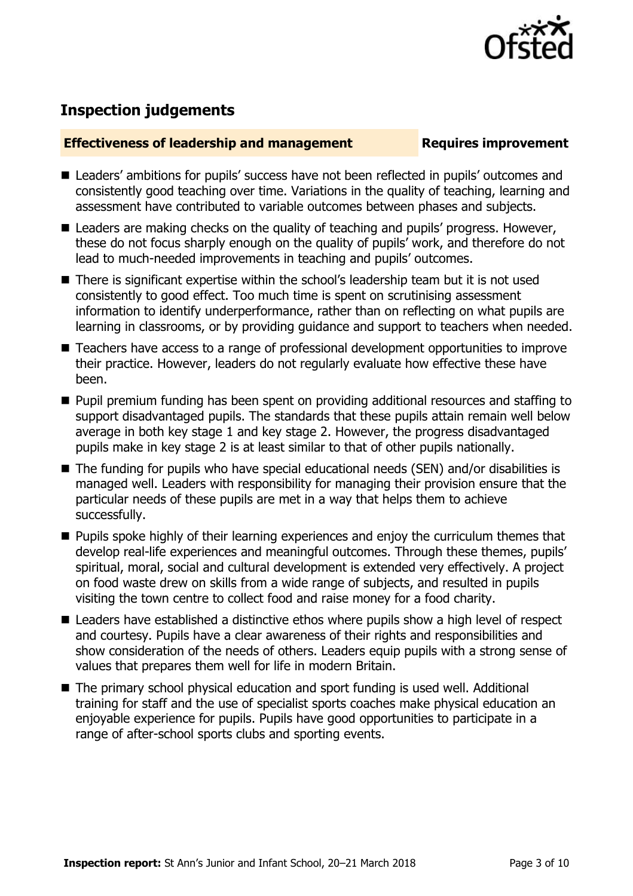## Inspection judgements

### Effectiveness of leadership and management — Requires improvement

- Leaders' ambitions for pupils' success have not been reflected in pupils' outcomes and consistently good teaching over time. Variations in the quality of teaching, learning and assessment have contributed to variable outcomes between phases and subjects.
- Leaders are making checks on the quality of teaching and pupils' progress. However, these do not focus sharply enough on the quality of pupils' work, and therefore do not lead to much-needed improvements in teaching and pupils' outcomes.
- There is significant expertise within the school's leadership team but it is not used consistently to good effect. Too much time is spent on scrutinising assessment information to identify underperformance, rather than on reflecting on what pupils are learning in classrooms, or by providing guidance and support to teachers when needed.
- Teachers have access to a range of professional development opportunities to improve their practice. However, leaders do not regularly evaluate how effective these have been.
- Pupil premium funding has been spent on providing additional resources and staffing to support disadvantaged pupils. The standards that these pupils attain remain well below average in both key stage 1 and key stage 2. However, the progress disadvantaged pupils make in key stage 2 is at least similar to that of other pupils nationally.
- The funding for pupils who have special educational needs (SEN) and/or disabilities is managed well. Leaders with responsibility for managing their provision ensure that the particular needs of these pupils are met in a way that helps them to achieve successfully.
- Pupils spoke highly of their learning experiences and enjoy the curriculum themes that develop real-life experiences and meaningful outcomes. Through these themes, pupils' spiritual, moral, social and cultural development is extended very effectively. A project on food waste drew on skills from a wide range of subjects, and resulted in pupils visiting the town centre to collect food and raise money for a food charity.
- Leaders have established a distinctive ethos where pupils show a high level of respect and courtesy. Pupils have a clear awareness of their rights and responsibilities and show consideration of the needs of others. Leaders equip pupils with a strong sense of values that prepares them well for life in modern Britain.
- The primary school physical education and sport funding is used well. Additional training for staff and the use of specialist sports coaches make physical education an enjoyable experience for pupils. Pupils have good opportunities to participate in a range of after-school sports clubs and sporting events.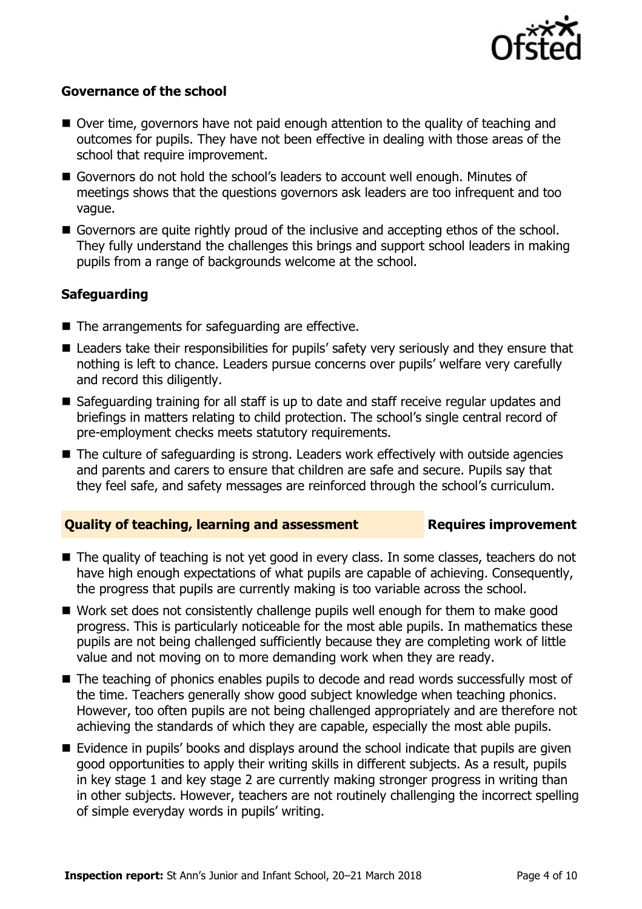### Governance of the school

- Over time, governors have not paid enough attention to the quality of teaching and outcomes for pupils. They have not been effective in dealing with those areas of the school that require improvement.
- Governors do not hold the school's leaders to account well enough. Minutes of meetings shows that the questions governors ask leaders are too infrequent and too vague.
- Governors are quite rightly proud of the inclusive and accepting ethos of the school. They fully understand the challenges this brings and support school leaders in making pupils from a range of backgrounds welcome at the school.

### Safeguarding

- The arrangements for safeguarding are effective.
- Leaders take their responsibilities for pupils' safety very seriously and they ensure that nothing is left to chance. Leaders pursue concerns over pupils' welfare very carefully and record this diligently.
- Safeguarding training for all staff is up to date and staff receive regular updates and briefings in matters relating to child protection. The school's single central record of pre-employment checks meets statutory requirements.
- The culture of safeguarding is strong. Leaders work effectively with outside agencies and parents and carers to ensure that children are safe and secure. Pupils say that they feel safe, and safety messages are reinforced through the school's curriculum.

## Quality of teaching, learning and assessment — Requires improvement

- The quality of teaching is not yet good in every class. In some classes, teachers do not have high enough expectations of what pupils are capable of achieving. Consequently, the progress that pupils are currently making is too variable across the school.
- Work set does not consistently challenge pupils well enough for them to make good progress. This is particularly noticeable for the most able pupils. In mathematics these pupils are not being challenged sufficiently because they are completing work of little value and not moving on to more demanding work when they are ready.
- The teaching of phonics enables pupils to decode and read words successfully most of the time. Teachers generally show good subject knowledge when teaching phonics. However, too often pupils are not being challenged appropriately and are therefore not achieving the standards of which they are capable, especially the most able pupils.
- Evidence in pupils' books and displays around the school indicate that pupils are given good opportunities to apply their writing skills in different subjects. As a result, pupils in key stage 1 and key stage 2 are currently making stronger progress in writing than in other subjects. However, teachers are not routinely challenging the incorrect spelling of simple everyday words in pupils' writing.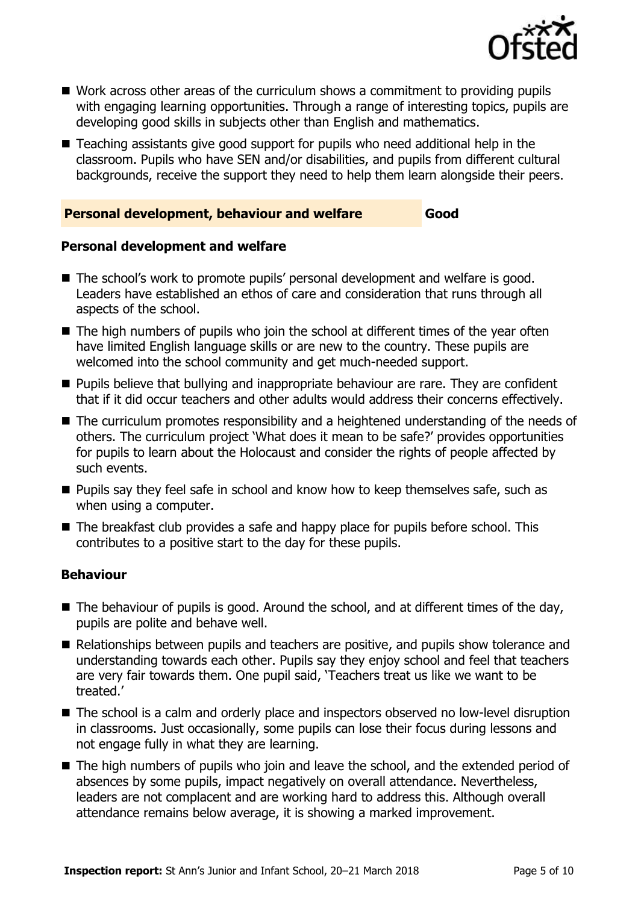- Work across other areas of the curriculum shows a commitment to providing pupils with engaging learning opportunities. Through a range of interesting topics, pupils are developing good skills in subjects other than English and mathematics.
- Teaching assistants give good support for pupils who need additional help in the classroom. Pupils who have SEN and/or disabilities, and pupils from different cultural backgrounds, receive the support they need to help them learn alongside their peers.

## Personal development, behaviour and welfare — Good

### Personal development and welfare

- The school's work to promote pupils' personal development and welfare is good. Leaders have established an ethos of care and consideration that runs through all aspects of the school.
- The high numbers of pupils who join the school at different times of the year often have limited English language skills or are new to the country. These pupils are welcomed into the school community and get much-needed support.
- Pupils believe that bullying and inappropriate behaviour are rare. They are confident that if it did occur teachers and other adults would address their concerns effectively.
- The curriculum promotes responsibility and a heightened understanding of the needs of others. The curriculum project 'What does it mean to be safe?' provides opportunities for pupils to learn about the Holocaust and consider the rights of people affected by such events.
- Pupils say they feel safe in school and know how to keep themselves safe, such as when using a computer.
- The breakfast club provides a safe and happy place for pupils before school. This contributes to a positive start to the day for these pupils.

### Behaviour

- The behaviour of pupils is good. Around the school, and at different times of the day, pupils are polite and behave well.
- Relationships between pupils and teachers are positive, and pupils show tolerance and understanding towards each other. Pupils say they enjoy school and feel that teachers are very fair towards them. One pupil said, 'Teachers treat us like we want to be treated.'
- The school is a calm and orderly place and inspectors observed no low-level disruption in classrooms. Just occasionally, some pupils can lose their focus during lessons and not engage fully in what they are learning.
- The high numbers of pupils who join and leave the school, and the extended period of absences by some pupils, impact negatively on overall attendance. Nevertheless, leaders are not complacent and are working hard to address this. Although overall attendance remains below average, it is showing a marked improvement.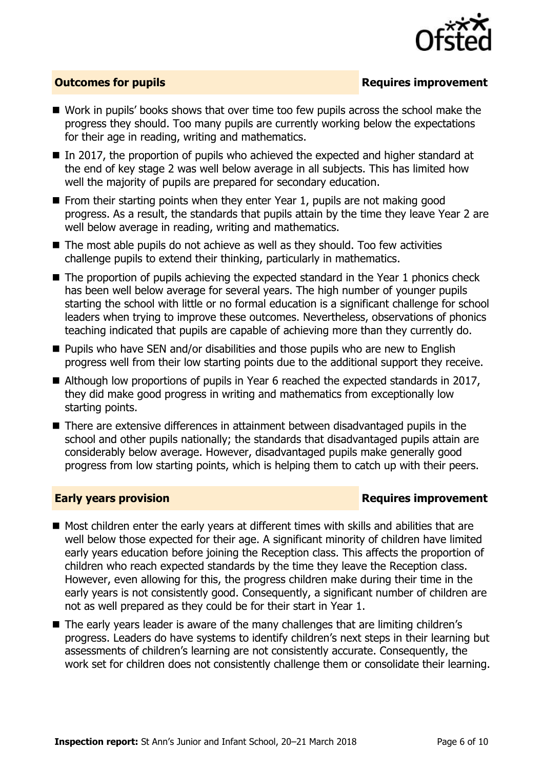## Outcomes for pupils — Requires improvement

- Work in pupils' books shows that over time too few pupils across the school make the progress they should. Too many pupils are currently working below the expectations for their age in reading, writing and mathematics.
- In 2017, the proportion of pupils who achieved the expected and higher standard at the end of key stage 2 was well below average in all subjects. This has limited how well the majority of pupils are prepared for secondary education.
- From their starting points when they enter Year 1, pupils are not making good progress. As a result, the standards that pupils attain by the time they leave Year 2 are well below average in reading, writing and mathematics.
- The most able pupils do not achieve as well as they should. Too few activities challenge pupils to extend their thinking, particularly in mathematics.
- The proportion of pupils achieving the expected standard in the Year 1 phonics check has been well below average for several years. The high number of younger pupils starting the school with little or no formal education is a significant challenge for school leaders when trying to improve these outcomes. Nevertheless, observations of phonics teaching indicated that pupils are capable of achieving more than they currently do.
- Pupils who have SEN and/or disabilities and those pupils who are new to English progress well from their low starting points due to the additional support they receive.
- Although low proportions of pupils in Year 6 reached the expected standards in 2017, they did make good progress in writing and mathematics from exceptionally low starting points.
- There are extensive differences in attainment between disadvantaged pupils in the school and other pupils nationally; the standards that disadvantaged pupils attain are considerably below average. However, disadvantaged pupils make generally good progress from low starting points, which is helping them to catch up with their peers.

## Early years provision — Requires improvement

- Most children enter the early years at different times with skills and abilities that are well below those expected for their age. A significant minority of children have limited early years education before joining the Reception class. This affects the proportion of children who reach expected standards by the time they leave the Reception class. However, even allowing for this, the progress children make during their time in the early years is not consistently good. Consequently, a significant number of children are not as well prepared as they could be for their start in Year 1.
- The early years leader is aware of the many challenges that are limiting children's progress. Leaders do have systems to identify children's next steps in their learning but assessments of children's learning are not consistently accurate. Consequently, the work set for children does not consistently challenge them or consolidate their learning.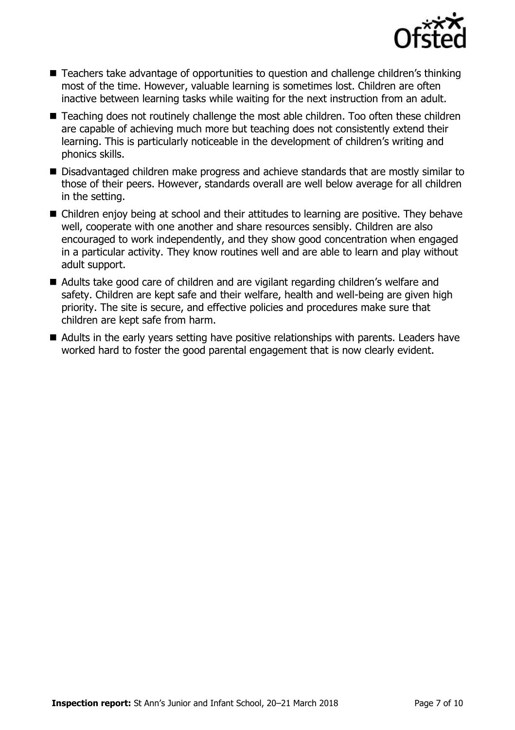- Teachers take advantage of opportunities to question and challenge children's thinking most of the time. However, valuable learning is sometimes lost. Children are often inactive between learning tasks while waiting for the next instruction from an adult.
- Teaching does not routinely challenge the most able children. Too often these children are capable of achieving much more but teaching does not consistently extend their learning. This is particularly noticeable in the development of children's writing and phonics skills.
- Disadvantaged children make progress and achieve standards that are mostly similar to those of their peers. However, standards overall are well below average for all children in the setting.
- Children enjoy being at school and their attitudes to learning are positive. They behave well, cooperate with one another and share resources sensibly. Children are also encouraged to work independently, and they show good concentration when engaged in a particular activity. They know routines well and are able to learn and play without adult support.
- Adults take good care of children and are vigilant regarding children's welfare and safety. Children are kept safe and their welfare, health and well-being are given high priority. The site is secure, and effective policies and procedures make sure that children are kept safe from harm.
- Adults in the early years setting have positive relationships with parents. Leaders have worked hard to foster the good parental engagement that is now clearly evident.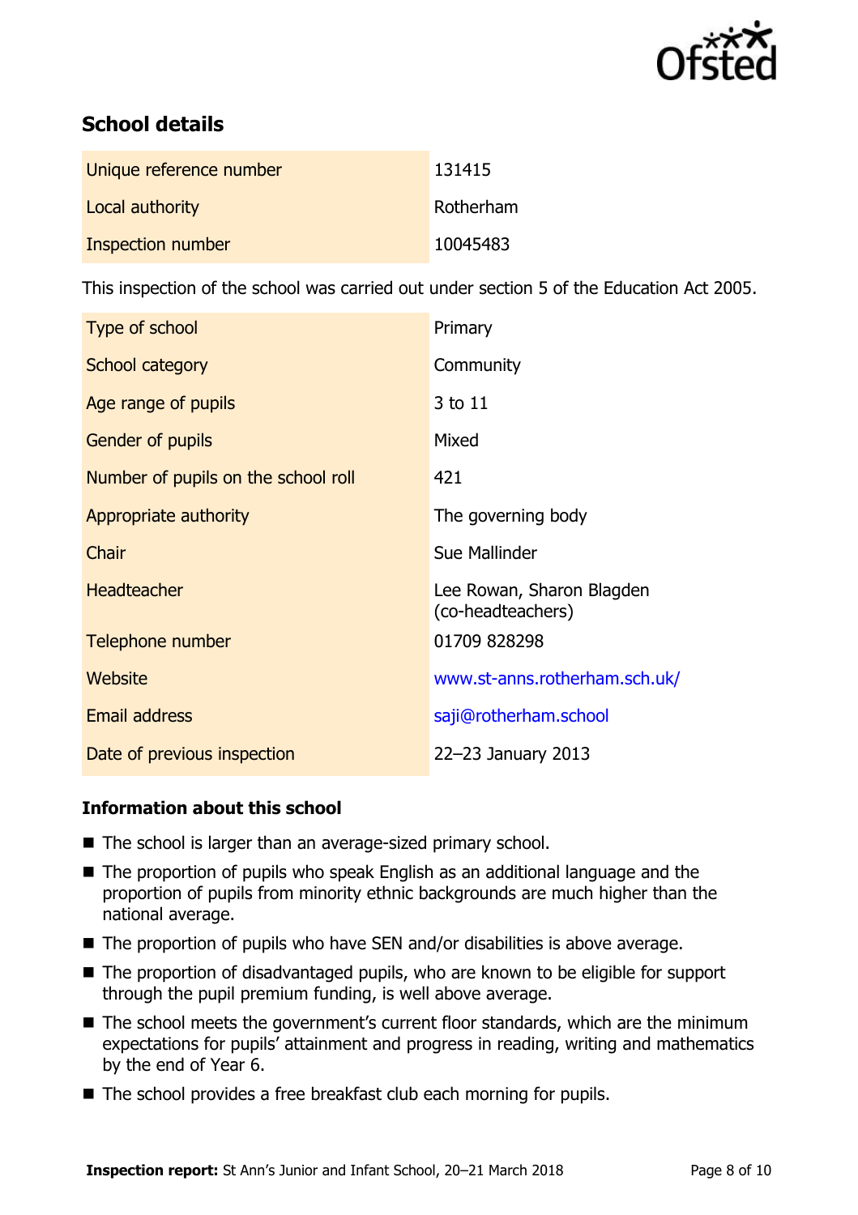## School details

| | |
|---|---|
| Unique reference number | 131415 |
| Local authority | Rotherham |
| Inspection number | 10045483 |

This inspection of the school was carried out under section 5 of the Education Act 2005.

| | |
|---|---|
| Type of school | Primary |
| School category | Community |
| Age range of pupils | 3 to 11 |
| Gender of pupils | Mixed |
| Number of pupils on the school roll | 421 |
| Appropriate authority | The governing body |
| Chair | Sue Mallinder |
| Headteacher | Lee Rowan, Sharon Blagden (co-headteachers) |
| Telephone number | 01709 828298 |
| Website | www.st-anns.rotherham.sch.uk/ |
| Email address | saji@rotherham.school |
| Date of previous inspection | 22–23 January 2013 |

### Information about this school

- The school is larger than an average-sized primary school.
- The proportion of pupils who speak English as an additional language and the proportion of pupils from minority ethnic backgrounds are much higher than the national average.
- The proportion of pupils who have SEN and/or disabilities is above average.
- The proportion of disadvantaged pupils, who are known to be eligible for support through the pupil premium funding, is well above average.
- The school meets the government's current floor standards, which are the minimum expectations for pupils' attainment and progress in reading, writing and mathematics by the end of Year 6.
- The school provides a free breakfast club each morning for pupils.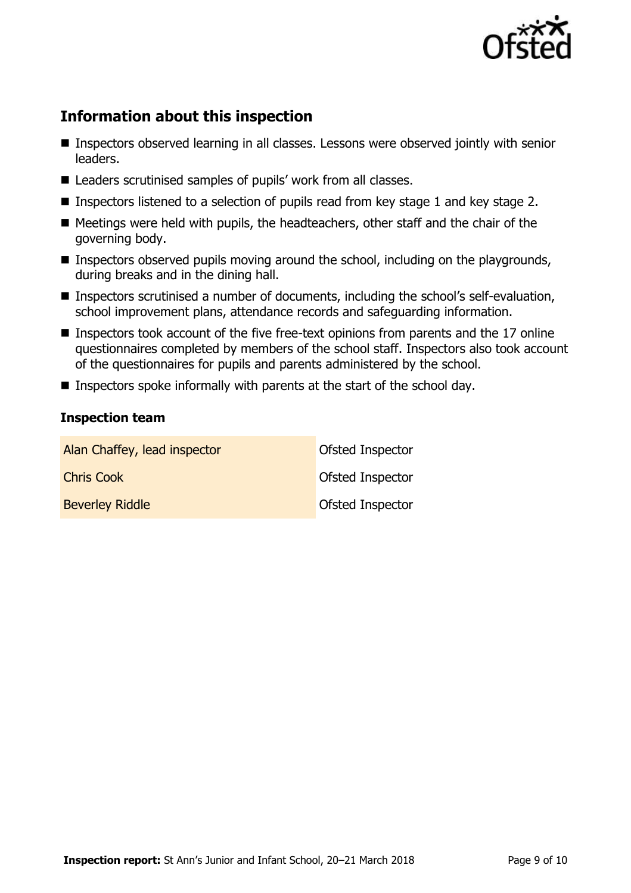## Information about this inspection

- Inspectors observed learning in all classes. Lessons were observed jointly with senior leaders.
- Leaders scrutinised samples of pupils' work from all classes.
- Inspectors listened to a selection of pupils read from key stage 1 and key stage 2.
- Meetings were held with pupils, the headteachers, other staff and the chair of the governing body.
- Inspectors observed pupils moving around the school, including on the playgrounds, during breaks and in the dining hall.
- Inspectors scrutinised a number of documents, including the school's self-evaluation, school improvement plans, attendance records and safeguarding information.
- Inspectors took account of the five free-text opinions from parents and the 17 online questionnaires completed by members of the school staff. Inspectors also took account of the questionnaires for pupils and parents administered by the school.
- Inspectors spoke informally with parents at the start of the school day.

### Inspection team

| | |
|---|---|
| Alan Chaffey, lead inspector | Ofsted Inspector |
| Chris Cook | Ofsted Inspector |
| Beverley Riddle | Ofsted Inspector |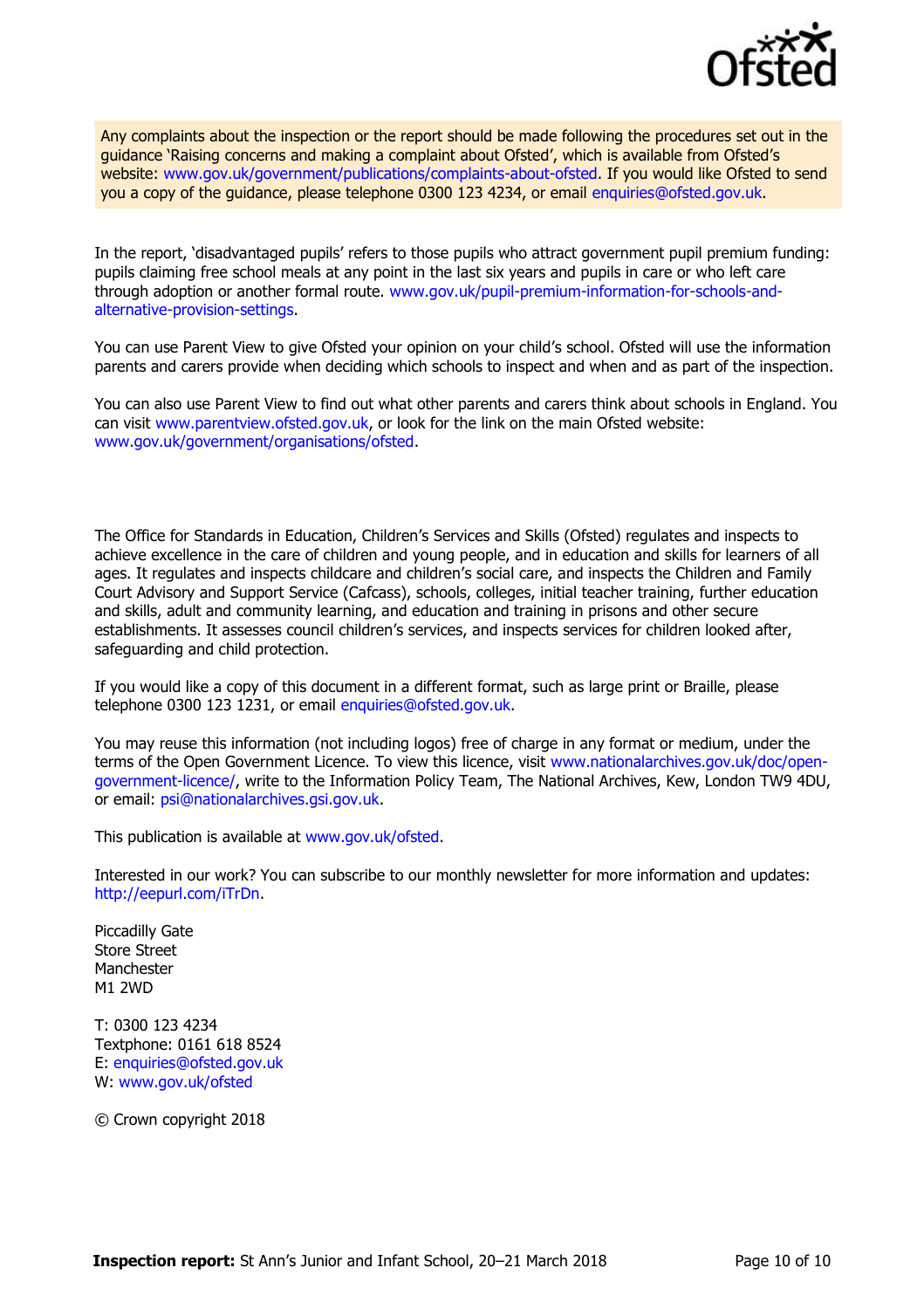Any complaints about the inspection or the report should be made following the procedures set out in the guidance 'Raising concerns and making a complaint about Ofsted', which is available from Ofsted's website: www.gov.uk/government/publications/complaints-about-ofsted. If you would like Ofsted to send you a copy of the guidance, please telephone 0300 123 4234, or email enquiries@ofsted.gov.uk.

In the report, 'disadvantaged pupils' refers to those pupils who attract government pupil premium funding: pupils claiming free school meals at any point in the last six years and pupils in care or who left care through adoption or another formal route. www.gov.uk/pupil-premium-information-for-schools-and-alternative-provision-settings.

You can use Parent View to give Ofsted your opinion on your child's school. Ofsted will use the information parents and carers provide when deciding which schools to inspect and when and as part of the inspection.

You can also use Parent View to find out what other parents and carers think about schools in England. You can visit www.parentview.ofsted.gov.uk, or look for the link on the main Ofsted website: www.gov.uk/government/organisations/ofsted.

The Office for Standards in Education, Children's Services and Skills (Ofsted) regulates and inspects to achieve excellence in the care of children and young people, and in education and skills for learners of all ages. It regulates and inspects childcare and children's social care, and inspects the Children and Family Court Advisory and Support Service (Cafcass), schools, colleges, initial teacher training, further education and skills, adult and community learning, and education and training in prisons and other secure establishments. It assesses council children's services, and inspects services for children looked after, safeguarding and child protection.

If you would like a copy of this document in a different format, such as large print or Braille, please telephone 0300 123 1231, or email enquiries@ofsted.gov.uk.

You may reuse this information (not including logos) free of charge in any format or medium, under the terms of the Open Government Licence. To view this licence, visit www.nationalarchives.gov.uk/doc/open-government-licence/, write to the Information Policy Team, The National Archives, Kew, London TW9 4DU, or email: psi@nationalarchives.gsi.gov.uk.

This publication is available at www.gov.uk/ofsted.

Interested in our work? You can subscribe to our monthly newsletter for more information and updates: http://eepurl.com/iTrDn.

Piccadilly Gate
Store Street
Manchester
M1 2WD

T: 0300 123 4234
Textphone: 0161 618 8524
E: enquiries@ofsted.gov.uk
W: www.gov.uk/ofsted

© Crown copyright 2018